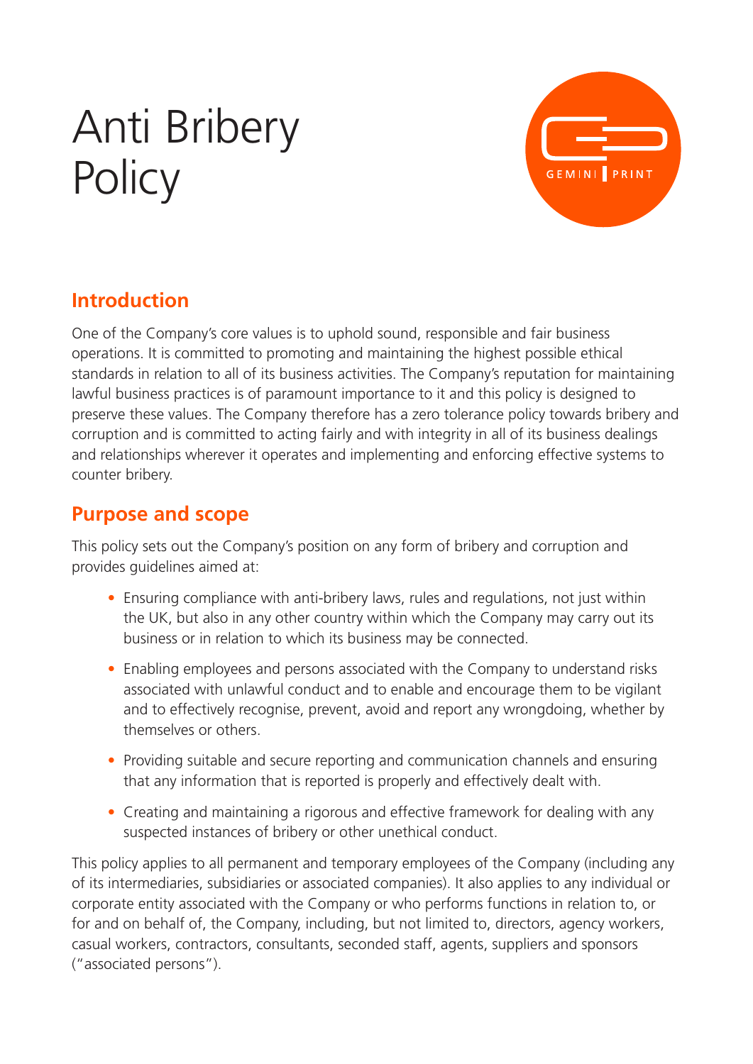# Anti Bribery Policy

## Introduction

One of the Company's core values is to uphold sound, responsible and fair business operations. It is committed to promoting and maintaining the highest possible ethical standards in relation to all of its business activities. The Company's reputation for maintaining lawful business practices is of paramount importance to it and this policy is designed to preserve these values. The Company therefore has a zero tolerance policy towards bribery and corruption and is committed to acting fairly and with integrity in all of its business dealings and relationships wherever it operates and implementing and enforcing effective systems to counter bribery.

## Purpose and scope

This policy sets out the Company's position on any form of bribery and corruption and provides guidelines aimed at:

- Ensuring compliance with anti-bribery laws, rules and regulations, not just within the UK, but also in any other country within which the Company may carry out its business or in relation to which its business may be connected.
- Enabling employees and persons associated with the Company to understand risks associated with unlawful conduct and to enable and encourage them to be vigilant and to effectively recognise, prevent, avoid and report any wrongdoing, whether by themselves or others.
- Providing suitable and secure reporting and communication channels and ensuring that any information that is reported is properly and effectively dealt with.
- Creating and maintaining a rigorous and effective framework for dealing with any suspected instances of bribery or other unethical conduct.

This policy applies to all permanent and temporary employees of the Company (including any of its intermediaries, subsidiaries or associated companies). It also applies to any individual or corporate entity associated with the Company or who performs functions in relation to, or for and on behalf of, the Company, including, but not limited to, directors, agency workers, casual workers, contractors, consultants, seconded staff, agents, suppliers and sponsors ("associated persons").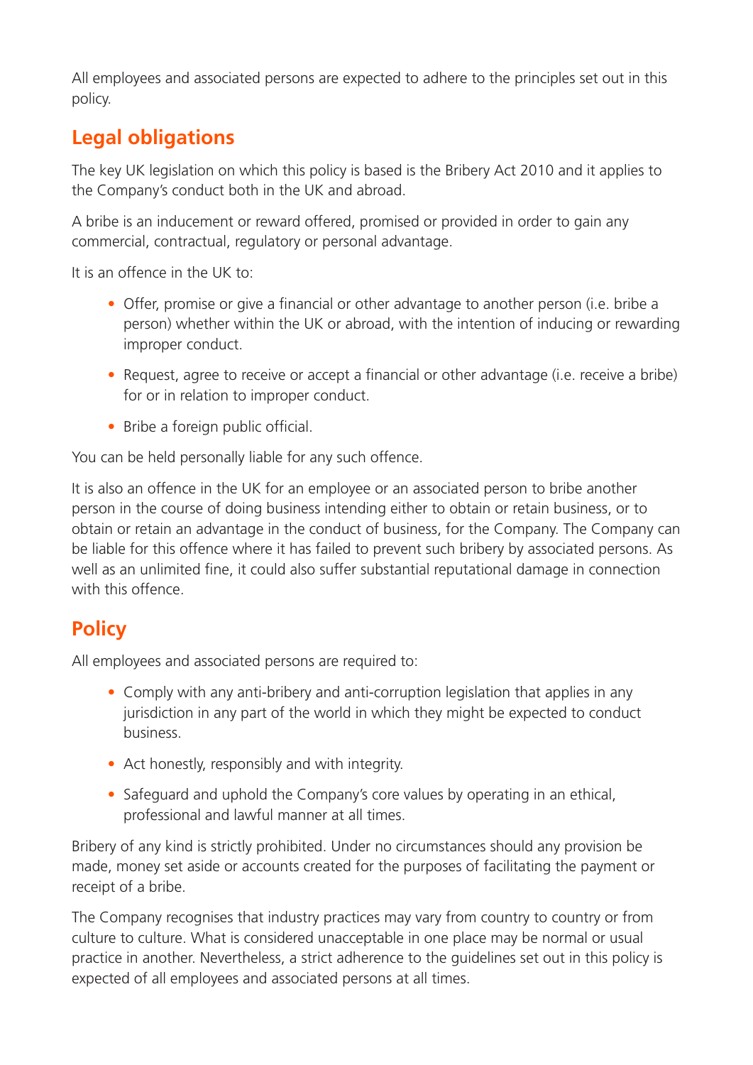All employees and associated persons are expected to adhere to the principles set out in this policy.

## Legal obligations

The key UK legislation on which this policy is based is the Bribery Act 2010 and it applies to the Company's conduct both in the UK and abroad.

A bribe is an inducement or reward offered, promised or provided in order to gain any commercial, contractual, regulatory or personal advantage.

It is an offence in the UK to:

- Offer, promise or give a financial or other advantage to another person (i.e. bribe a person) whether within the UK or abroad, with the intention of inducing or rewarding improper conduct.
- Request, agree to receive or accept a financial or other advantage (i.e. receive a bribe) for or in relation to improper conduct.
- Bribe a foreign public official.

You can be held personally liable for any such offence.

It is also an offence in the UK for an employee or an associated person to bribe another person in the course of doing business intending either to obtain or retain business, or to obtain or retain an advantage in the conduct of business, for the Company. The Company can be liable for this offence where it has failed to prevent such bribery by associated persons. As well as an unlimited fine, it could also suffer substantial reputational damage in connection with this offence.

## Policy

All employees and associated persons are required to:

- Comply with any anti-bribery and anti-corruption legislation that applies in any jurisdiction in any part of the world in which they might be expected to conduct business.
- Act honestly, responsibly and with integrity.
- Safeguard and uphold the Company's core values by operating in an ethical, professional and lawful manner at all times.

Bribery of any kind is strictly prohibited. Under no circumstances should any provision be made, money set aside or accounts created for the purposes of facilitating the payment or receipt of a bribe.

The Company recognises that industry practices may vary from country to country or from culture to culture. What is considered unacceptable in one place may be normal or usual practice in another. Nevertheless, a strict adherence to the guidelines set out in this policy is expected of all employees and associated persons at all times.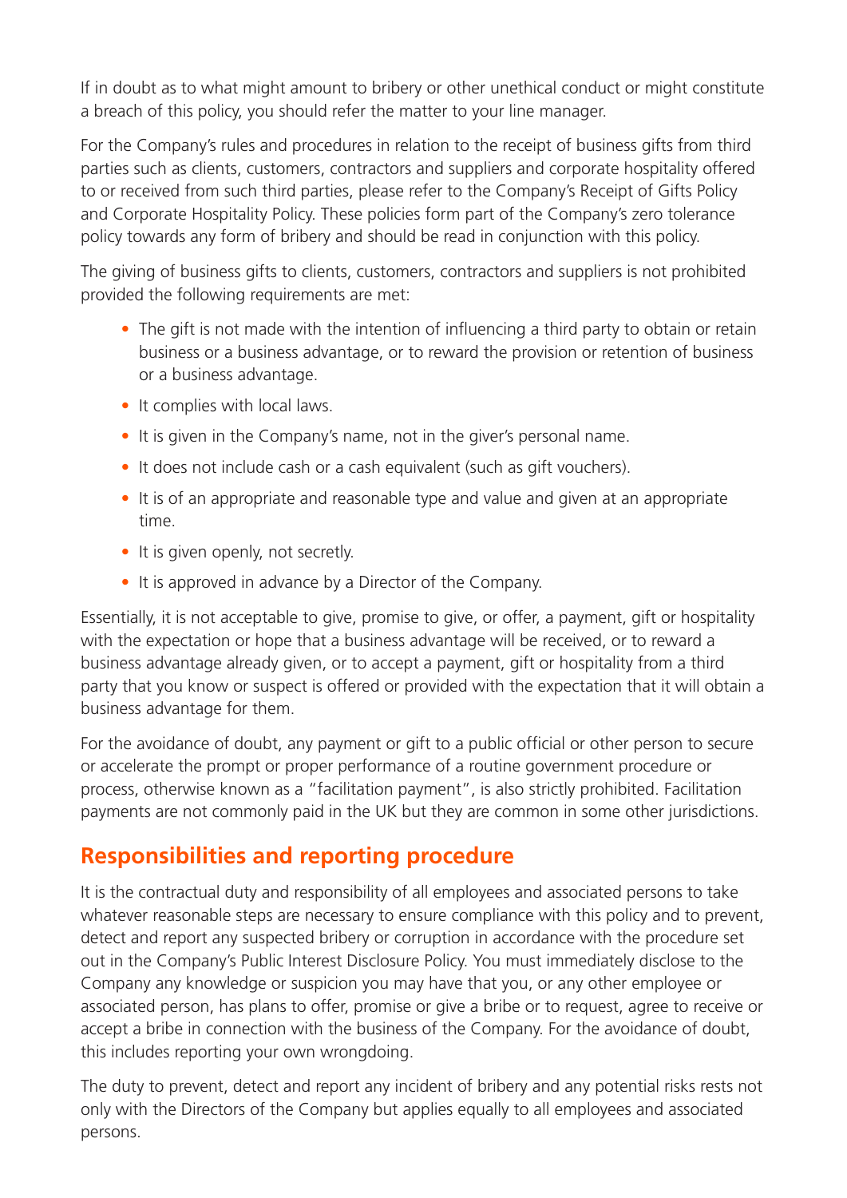If in doubt as to what might amount to bribery or other unethical conduct or might constitute a breach of this policy, you should refer the matter to your line manager.

For the Company's rules and procedures in relation to the receipt of business gifts from third parties such as clients, customers, contractors and suppliers and corporate hospitality offered to or received from such third parties, please refer to the Company's Receipt of Gifts Policy and Corporate Hospitality Policy. These policies form part of the Company's zero tolerance policy towards any form of bribery and should be read in conjunction with this policy.

The giving of business gifts to clients, customers, contractors and suppliers is not prohibited provided the following requirements are met:

- The gift is not made with the intention of influencing a third party to obtain or retain business or a business advantage, or to reward the provision or retention of business or a business advantage.
- It complies with local laws.
- It is given in the Company's name, not in the giver's personal name.
- It does not include cash or a cash equivalent (such as gift vouchers).
- It is of an appropriate and reasonable type and value and given at an appropriate time.
- It is given openly, not secretly.
- It is approved in advance by a Director of the Company.

Essentially, it is not acceptable to give, promise to give, or offer, a payment, gift or hospitality with the expectation or hope that a business advantage will be received, or to reward a business advantage already given, or to accept a payment, gift or hospitality from a third party that you know or suspect is offered or provided with the expectation that it will obtain a business advantage for them.

For the avoidance of doubt, any payment or gift to a public official or other person to secure or accelerate the prompt or proper performance of a routine government procedure or process, otherwise known as a "facilitation payment", is also strictly prohibited. Facilitation payments are not commonly paid in the UK but they are common in some other jurisdictions.

## Responsibilities and reporting procedure

It is the contractual duty and responsibility of all employees and associated persons to take whatever reasonable steps are necessary to ensure compliance with this policy and to prevent, detect and report any suspected bribery or corruption in accordance with the procedure set out in the Company's Public Interest Disclosure Policy. You must immediately disclose to the Company any knowledge or suspicion you may have that you, or any other employee or associated person, has plans to offer, promise or give a bribe or to request, agree to receive or accept a bribe in connection with the business of the Company. For the avoidance of doubt, this includes reporting your own wrongdoing.

The duty to prevent, detect and report any incident of bribery and any potential risks rests not only with the Directors of the Company but applies equally to all employees and associated persons.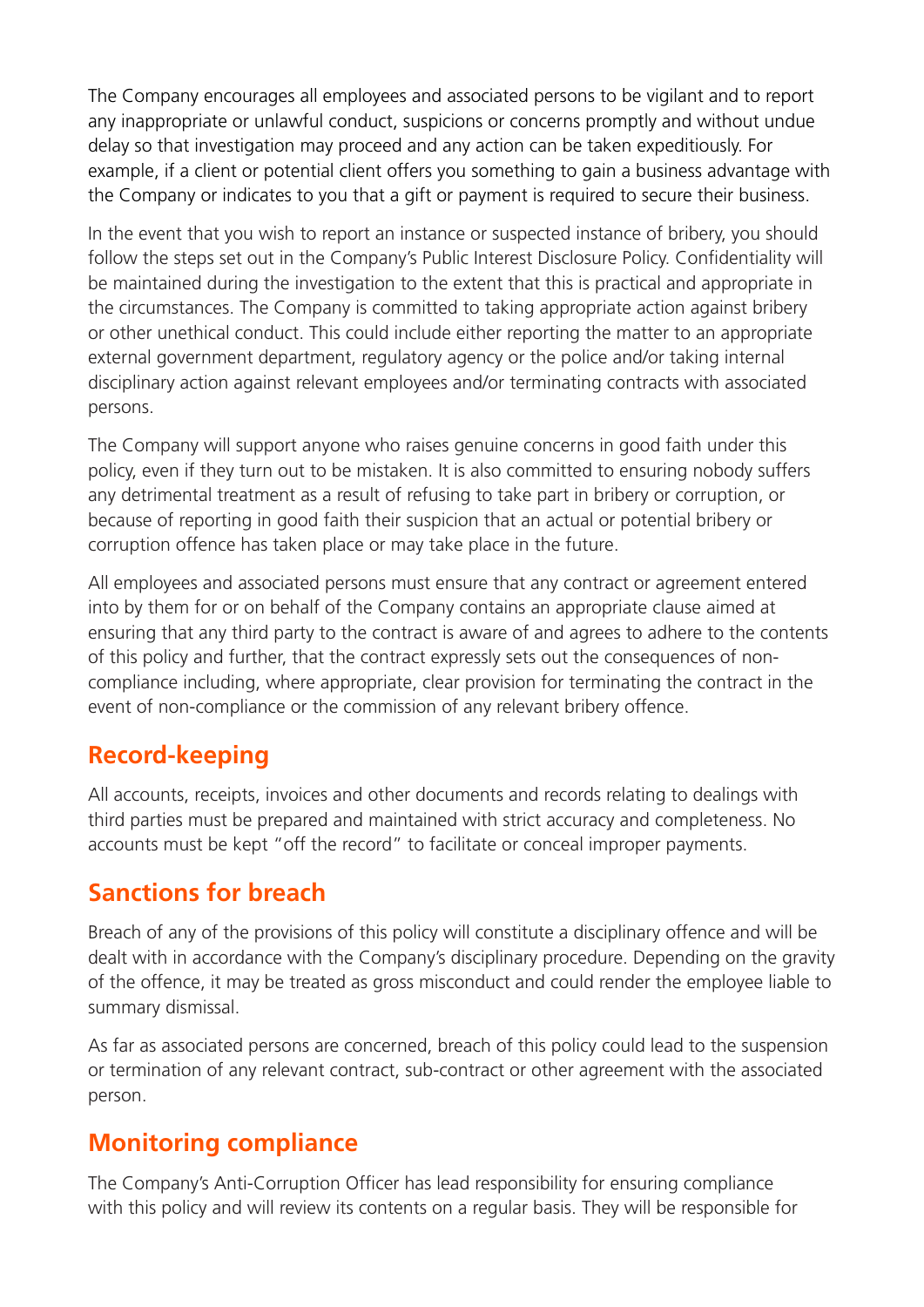The Company encourages all employees and associated persons to be vigilant and to report any inappropriate or unlawful conduct, suspicions or concerns promptly and without undue delay so that investigation may proceed and any action can be taken expeditiously. For example, if a client or potential client offers you something to gain a business advantage with the Company or indicates to you that a gift or payment is required to secure their business.

In the event that you wish to report an instance or suspected instance of bribery, you should follow the steps set out in the Company's Public Interest Disclosure Policy. Confidentiality will be maintained during the investigation to the extent that this is practical and appropriate in the circumstances. The Company is committed to taking appropriate action against bribery or other unethical conduct. This could include either reporting the matter to an appropriate external government department, regulatory agency or the police and/or taking internal disciplinary action against relevant employees and/or terminating contracts with associated persons.

The Company will support anyone who raises genuine concerns in good faith under this policy, even if they turn out to be mistaken. It is also committed to ensuring nobody suffers any detrimental treatment as a result of refusing to take part in bribery or corruption, or because of reporting in good faith their suspicion that an actual or potential bribery or corruption offence has taken place or may take place in the future.

All employees and associated persons must ensure that any contract or agreement entered into by them for or on behalf of the Company contains an appropriate clause aimed at ensuring that any third party to the contract is aware of and agrees to adhere to the contents of this policy and further, that the contract expressly sets out the consequences of non-compliance including, where appropriate, clear provision for terminating the contract in the event of non-compliance or the commission of any relevant bribery offence.

## Record-keeping

All accounts, receipts, invoices and other documents and records relating to dealings with third parties must be prepared and maintained with strict accuracy and completeness. No accounts must be kept "off the record" to facilitate or conceal improper payments.

## Sanctions for breach

Breach of any of the provisions of this policy will constitute a disciplinary offence and will be dealt with in accordance with the Company's disciplinary procedure. Depending on the gravity of the offence, it may be treated as gross misconduct and could render the employee liable to summary dismissal.

As far as associated persons are concerned, breach of this policy could lead to the suspension or termination of any relevant contract, sub-contract or other agreement with the associated person.

## Monitoring compliance

The Company's Anti-Corruption Officer has lead responsibility for ensuring compliance with this policy and will review its contents on a regular basis. They will be responsible for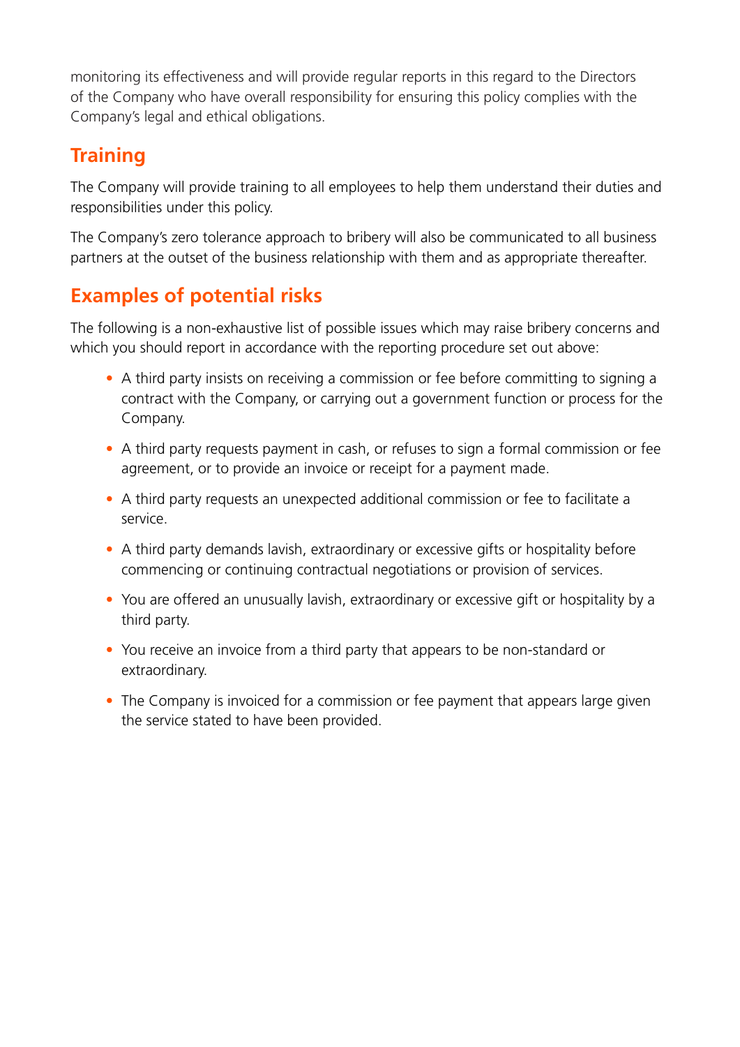monitoring its effectiveness and will provide regular reports in this regard to the Directors of the Company who have overall responsibility for ensuring this policy complies with the Company's legal and ethical obligations.

## Training

The Company will provide training to all employees to help them understand their duties and responsibilities under this policy.

The Company's zero tolerance approach to bribery will also be communicated to all business partners at the outset of the business relationship with them and as appropriate thereafter.

## Examples of potential risks

The following is a non-exhaustive list of possible issues which may raise bribery concerns and which you should report in accordance with the reporting procedure set out above:

- A third party insists on receiving a commission or fee before committing to signing a contract with the Company, or carrying out a government function or process for the Company.
- A third party requests payment in cash, or refuses to sign a formal commission or fee agreement, or to provide an invoice or receipt for a payment made.
- A third party requests an unexpected additional commission or fee to facilitate a service.
- A third party demands lavish, extraordinary or excessive gifts or hospitality before commencing or continuing contractual negotiations or provision of services.
- You are offered an unusually lavish, extraordinary or excessive gift or hospitality by a third party.
- You receive an invoice from a third party that appears to be non-standard or extraordinary.
- The Company is invoiced for a commission or fee payment that appears large given the service stated to have been provided.